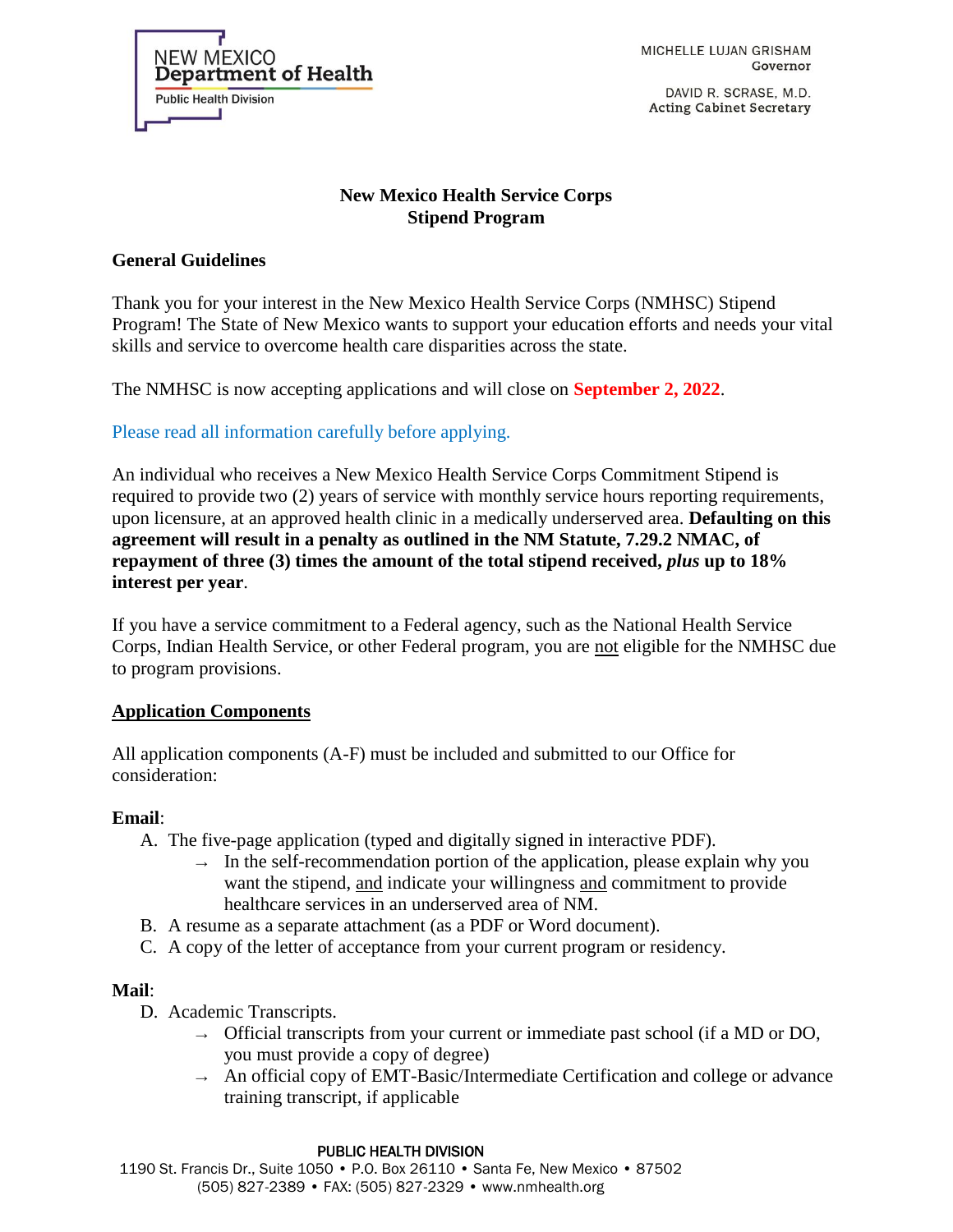NEW MEXICO
**Department of Health**
Public Health Division

MICHELLE LUJAN GRISHAM
Governor

DAVID R. SCRASE, M.D.
Acting Cabinet Secretary

# New Mexico Health Service Corps
# Stipend Program

## General Guidelines

Thank you for your interest in the New Mexico Health Service Corps (NMHSC) Stipend Program! The State of New Mexico wants to support your education efforts and needs your vital skills and service to overcome health care disparities across the state.

The NMHSC is now accepting applications and will close on **September 2, 2022**.

Please read all information carefully before applying.

An individual who receives a New Mexico Health Service Corps Commitment Stipend is required to provide two (2) years of service with monthly service hours reporting requirements, upon licensure, at an approved health clinic in a medically underserved area. **Defaulting on this agreement will result in a penalty as outlined in the NM Statute, 7.29.2 NMAC, of repayment of three (3) times the amount of the total stipend received, *plus* up to 18% interest per year**.

If you have a service commitment to a Federal agency, such as the National Health Service Corps, Indian Health Service, or other Federal program, you are not eligible for the NMHSC due to program provisions.

## Application Components

All application components (A-F) must be included and submitted to our Office for consideration:

**Email**:

A. The five-page application (typed and digitally signed in interactive PDF).
   - → In the self-recommendation portion of the application, please explain why you want the stipend, and indicate your willingness and commitment to provide healthcare services in an underserved area of NM.

B. A resume as a separate attachment (as a PDF or Word document).

C. A copy of the letter of acceptance from your current program or residency.

**Mail**:

D. Academic Transcripts.
   - → Official transcripts from your current or immediate past school (if a MD or DO, you must provide a copy of degree)
   - → An official copy of EMT-Basic/Intermediate Certification and college or advance training transcript, if applicable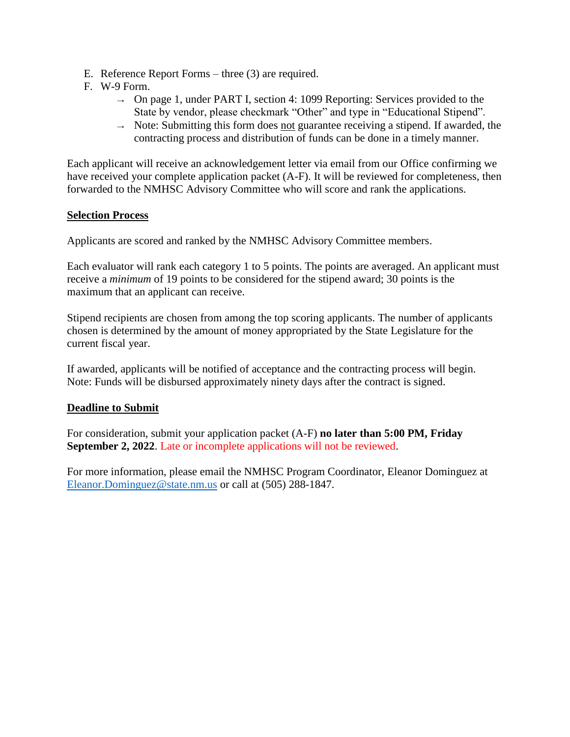E. Reference Report Forms – three (3) are required.
F. W-9 Form.
   - → On page 1, under PART I, section 4: 1099 Reporting: Services provided to the State by vendor, please checkmark "Other" and type in "Educational Stipend".
   - → Note: Submitting this form does not guarantee receiving a stipend. If awarded, the contracting process and distribution of funds can be done in a timely manner.

Each applicant will receive an acknowledgement letter via email from our Office confirming we have received your complete application packet (A-F). It will be reviewed for completeness, then forwarded to the NMHSC Advisory Committee who will score and rank the applications.

**Selection Process**

Applicants are scored and ranked by the NMHSC Advisory Committee members.

Each evaluator will rank each category 1 to 5 points. The points are averaged. An applicant must receive a *minimum* of 19 points to be considered for the stipend award; 30 points is the maximum that an applicant can receive.

Stipend recipients are chosen from among the top scoring applicants. The number of applicants chosen is determined by the amount of money appropriated by the State Legislature for the current fiscal year.

If awarded, applicants will be notified of acceptance and the contracting process will begin. Note: Funds will be disbursed approximately ninety days after the contract is signed.

**Deadline to Submit**

For consideration, submit your application packet (A-F) **no later than 5:00 PM, Friday September 2, 2022**. Late or incomplete applications will not be reviewed.

For more information, please email the NMHSC Program Coordinator, Eleanor Dominguez at Eleanor.Dominguez@state.nm.us or call at (505) 288-1847.